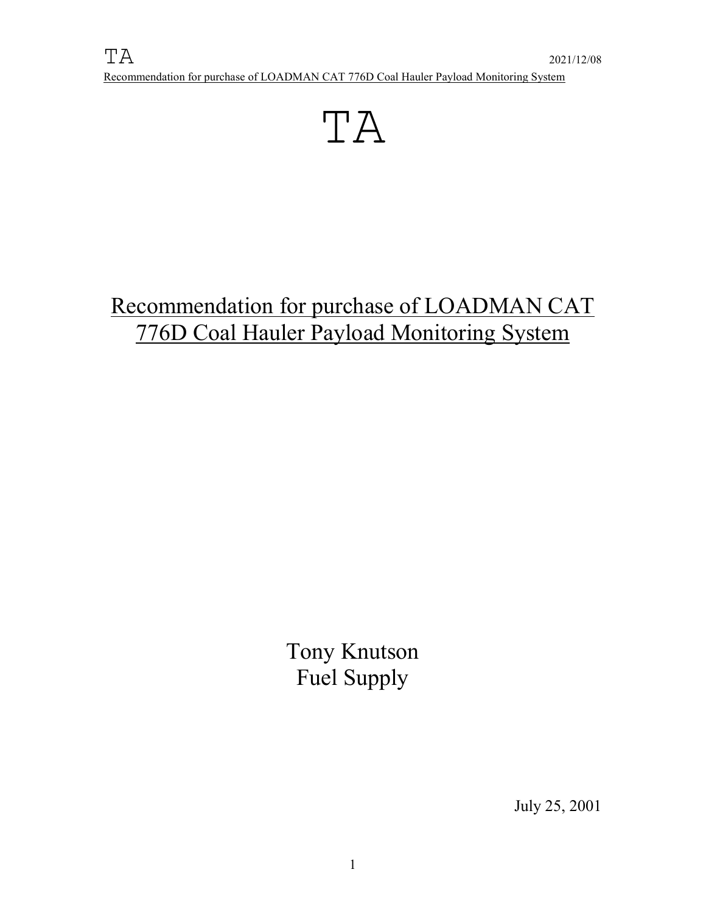# TA

## Recommendation for purchase of LOADMAN CAT 776D Coal Hauler Payload Monitoring System

Tony Knutson
Fuel Supply

July 25, 2001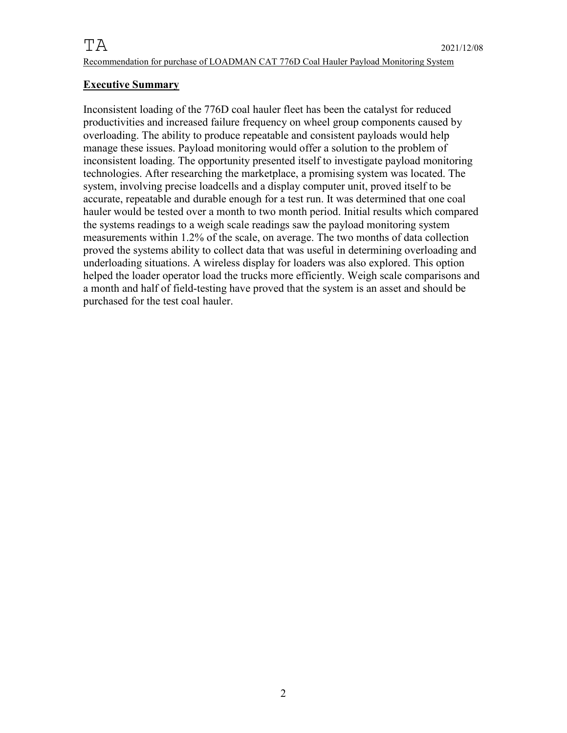## Executive Summary

Inconsistent loading of the 776D coal hauler fleet has been the catalyst for reduced productivities and increased failure frequency on wheel group components caused by overloading. The ability to produce repeatable and consistent payloads would help manage these issues. Payload monitoring would offer a solution to the problem of inconsistent loading. The opportunity presented itself to investigate payload monitoring technologies. After researching the marketplace, a promising system was located. The system, involving precise loadcells and a display computer unit, proved itself to be accurate, repeatable and durable enough for a test run. It was determined that one coal hauler would be tested over a month to two month period. Initial results which compared the systems readings to a weigh scale readings saw the payload monitoring system measurements within 1.2% of the scale, on average. The two months of data collection proved the systems ability to collect data that was useful in determining overloading and underloading situations. A wireless display for loaders was also explored. This option helped the loader operator load the trucks more efficiently. Weigh scale comparisons and a month and half of field-testing have proved that the system is an asset and should be purchased for the test coal hauler.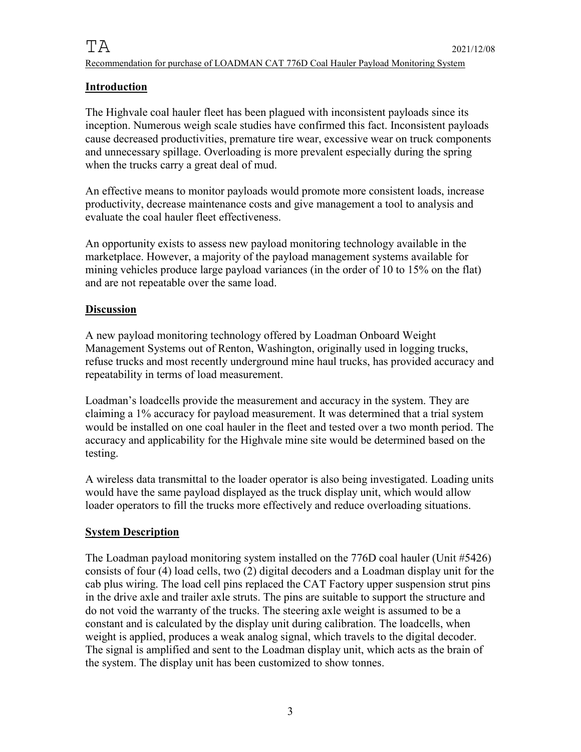## Introduction

The Highvale coal hauler fleet has been plagued with inconsistent payloads since its inception. Numerous weigh scale studies have confirmed this fact. Inconsistent payloads cause decreased productivities, premature tire wear, excessive wear on truck components and unnecessary spillage. Overloading is more prevalent especially during the spring when the trucks carry a great deal of mud.

An effective means to monitor payloads would promote more consistent loads, increase productivity, decrease maintenance costs and give management a tool to analysis and evaluate the coal hauler fleet effectiveness.

An opportunity exists to assess new payload monitoring technology available in the marketplace. However, a majority of the payload management systems available for mining vehicles produce large payload variances (in the order of 10 to 15% on the flat) and are not repeatable over the same load.

## Discussion

A new payload monitoring technology offered by Loadman Onboard Weight Management Systems out of Renton, Washington, originally used in logging trucks, refuse trucks and most recently underground mine haul trucks, has provided accuracy and repeatability in terms of load measurement.

Loadman's loadcells provide the measurement and accuracy in the system. They are claiming a 1% accuracy for payload measurement. It was determined that a trial system would be installed on one coal hauler in the fleet and tested over a two month period. The accuracy and applicability for the Highvale mine site would be determined based on the testing.

A wireless data transmittal to the loader operator is also being investigated. Loading units would have the same payload displayed as the truck display unit, which would allow loader operators to fill the trucks more effectively and reduce overloading situations.

## System Description

The Loadman payload monitoring system installed on the 776D coal hauler (Unit #5426) consists of four (4) load cells, two (2) digital decoders and a Loadman display unit for the cab plus wiring. The load cell pins replaced the CAT Factory upper suspension strut pins in the drive axle and trailer axle struts. The pins are suitable to support the structure and do not void the warranty of the trucks. The steering axle weight is assumed to be a constant and is calculated by the display unit during calibration. The loadcells, when weight is applied, produces a weak analog signal, which travels to the digital decoder. The signal is amplified and sent to the Loadman display unit, which acts as the brain of the system. The display unit has been customized to show tonnes.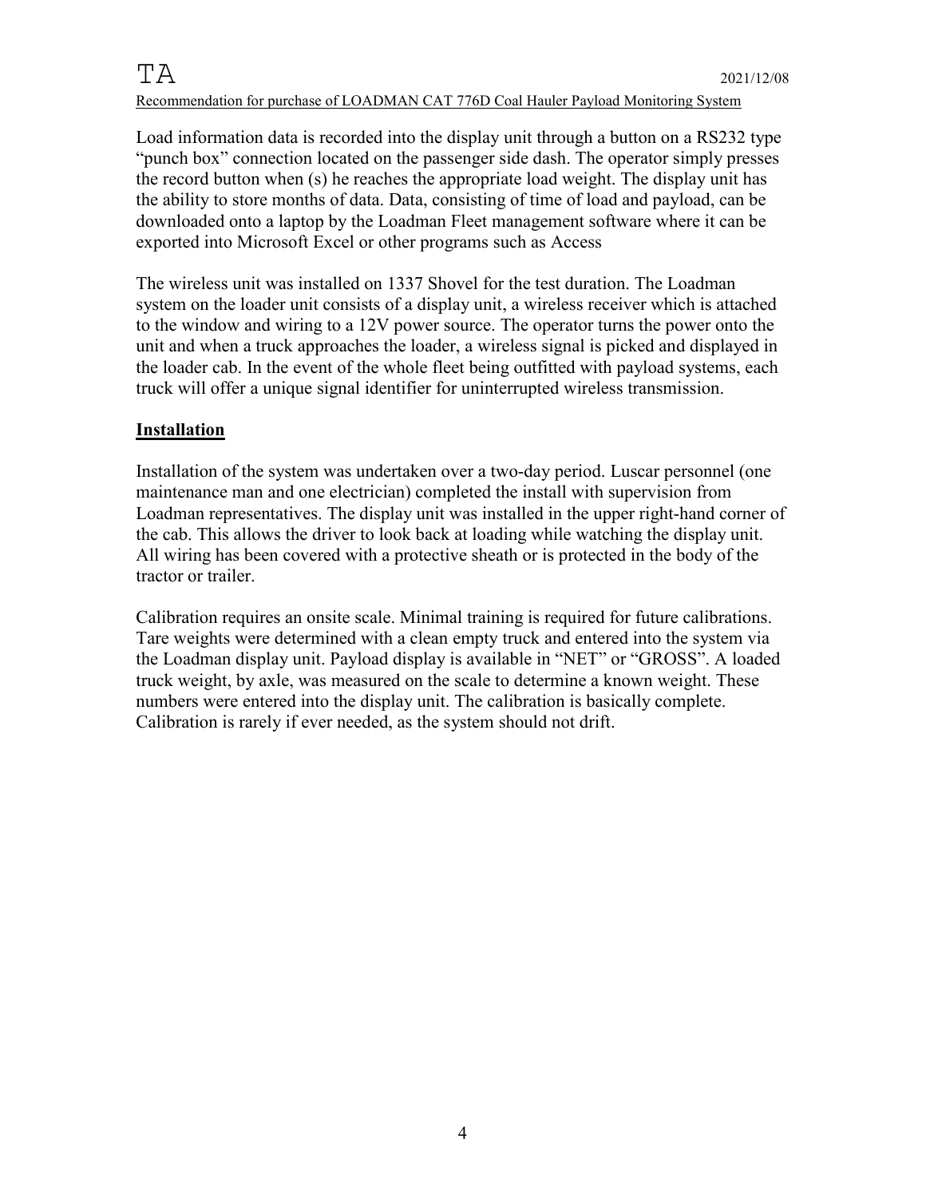Load information data is recorded into the display unit through a button on a RS232 type "punch box" connection located on the passenger side dash. The operator simply presses the record button when (s) he reaches the appropriate load weight. The display unit has the ability to store months of data. Data, consisting of time of load and payload, can be downloaded onto a laptop by the Loadman Fleet management software where it can be exported into Microsoft Excel or other programs such as Access

The wireless unit was installed on 1337 Shovel for the test duration. The Loadman system on the loader unit consists of a display unit, a wireless receiver which is attached to the window and wiring to a 12V power source. The operator turns the power onto the unit and when a truck approaches the loader, a wireless signal is picked and displayed in the loader cab. In the event of the whole fleet being outfitted with payload systems, each truck will offer a unique signal identifier for uninterrupted wireless transmission.

## Installation

Installation of the system was undertaken over a two-day period. Luscar personnel (one maintenance man and one electrician) completed the install with supervision from Loadman representatives. The display unit was installed in the upper right-hand corner of the cab. This allows the driver to look back at loading while watching the display unit. All wiring has been covered with a protective sheath or is protected in the body of the tractor or trailer.

Calibration requires an onsite scale. Minimal training is required for future calibrations. Tare weights were determined with a clean empty truck and entered into the system via the Loadman display unit. Payload display is available in "NET" or "GROSS". A loaded truck weight, by axle, was measured on the scale to determine a known weight. These numbers were entered into the display unit. The calibration is basically complete. Calibration is rarely if ever needed, as the system should not drift.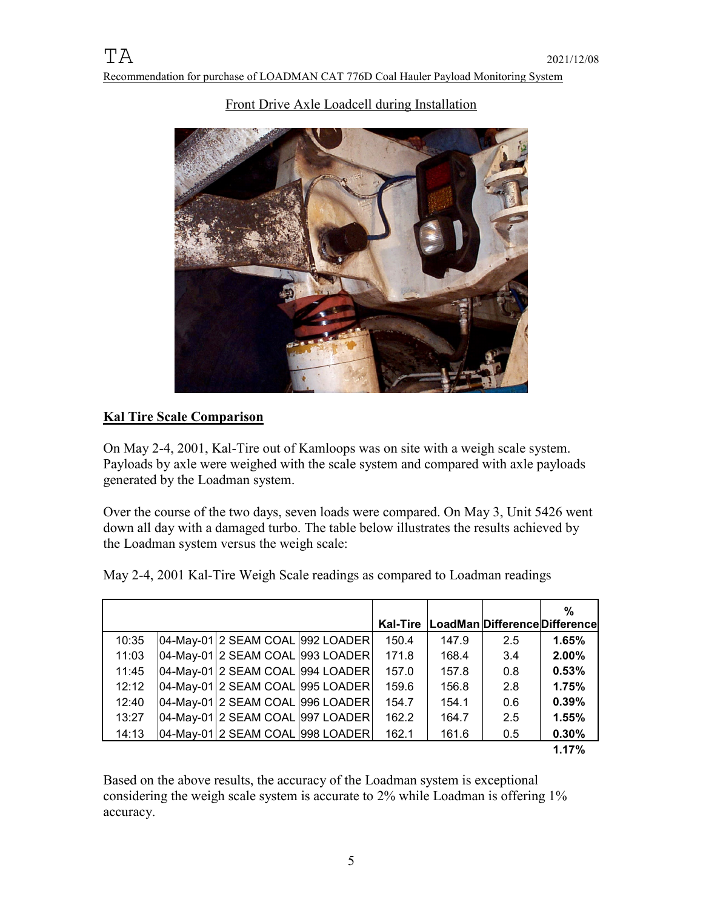Front Drive Axle Loadcell during Installation

## Kal Tire Scale Comparison

On May 2-4, 2001, Kal-Tire out of Kamloops was on site with a weigh scale system. Payloads by axle were weighed with the scale system and compared with axle payloads generated by the Loadman system.

Over the course of the two days, seven loads were compared. On May 3, Unit 5426 went down all day with a damaged turbo. The table below illustrates the results achieved by the Loadman system versus the weigh scale:

May 2-4, 2001 Kal-Tire Weigh Scale readings as compared to Loadman readings

| | | | | Kal-Tire | LoadMan | Difference | % Difference |
|---|---|---|---|---|---|---|---|
| 10:35 | 04-May-01 | 2 SEAM COAL | 992 LOADER | 150.4 | 147.9 | 2.5 | **1.65%** |
| 11:03 | 04-May-01 | 2 SEAM COAL | 993 LOADER | 171.8 | 168.4 | 3.4 | **2.00%** |
| 11:45 | 04-May-01 | 2 SEAM COAL | 994 LOADER | 157.0 | 157.8 | 0.8 | **0.53%** |
| 12:12 | 04-May-01 | 2 SEAM COAL | 995 LOADER | 159.6 | 156.8 | 2.8 | **1.75%** |
| 12:40 | 04-May-01 | 2 SEAM COAL | 996 LOADER | 154.7 | 154.1 | 0.6 | **0.39%** |
| 13:27 | 04-May-01 | 2 SEAM COAL | 997 LOADER | 162.2 | 164.7 | 2.5 | **1.55%** |
| 14:13 | 04-May-01 | 2 SEAM COAL | 998 LOADER | 162.1 | 161.6 | 0.5 | **0.30%** |
| | | | | | | | **1.17%** |

Based on the above results, the accuracy of the Loadman system is exceptional considering the weigh scale system is accurate to 2% while Loadman is offering 1% accuracy.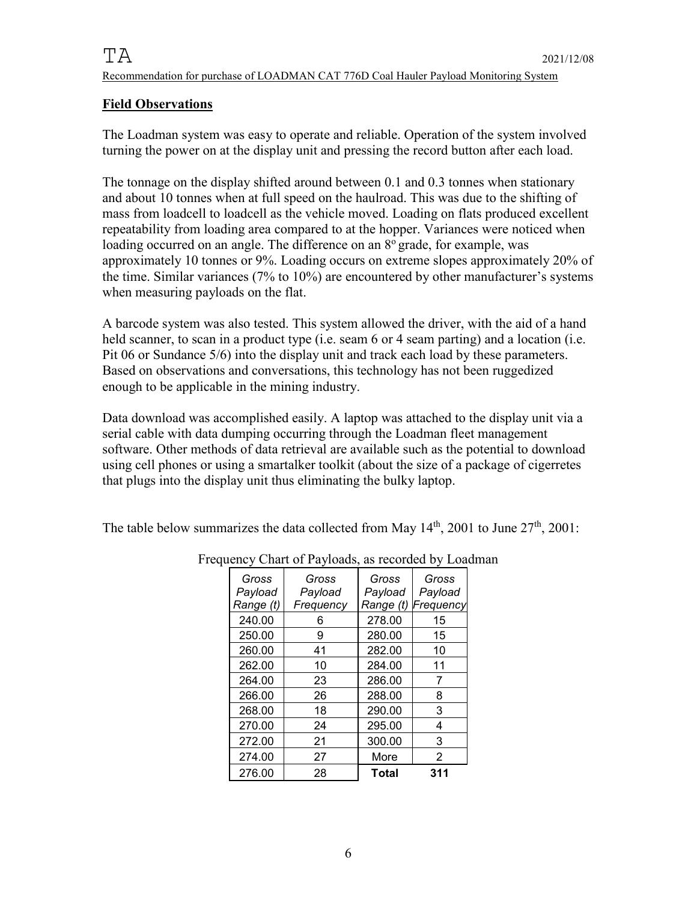## Field Observations

The Loadman system was easy to operate and reliable. Operation of the system involved turning the power on at the display unit and pressing the record button after each load.

The tonnage on the display shifted around between 0.1 and 0.3 tonnes when stationary and about 10 tonnes when at full speed on the haulroad. This was due to the shifting of mass from loadcell to loadcell as the vehicle moved. Loading on flats produced excellent repeatability from loading area compared to at the hopper. Variances were noticed when loading occurred on an angle. The difference on an $8^{o}$ grade, for example, was approximately 10 tonnes or 9%. Loading occurs on extreme slopes approximately 20% of the time. Similar variances (7% to 10%) are encountered by other manufacturer's systems when measuring payloads on the flat.

A barcode system was also tested. This system allowed the driver, with the aid of a hand held scanner, to scan in a product type (i.e. seam 6 or 4 seam parting) and a location (i.e. Pit 06 or Sundance 5/6) into the display unit and track each load by these parameters. Based on observations and conversations, this technology has not been ruggedized enough to be applicable in the mining industry.

Data download was accomplished easily. A laptop was attached to the display unit via a serial cable with data dumping occurring through the Loadman fleet management software. Other methods of data retrieval are available such as the potential to download using cell phones or using a smartalker toolkit (about the size of a package of cigerretes that plugs into the display unit thus eliminating the bulky laptop.

The table below summarizes the data collected from May 14th, 2001 to June 27th, 2001:

Frequency Chart of Payloads, as recorded by Loadman

| *Gross Payload Range (t)* | *Gross Payload Frequency* | *Gross Payload Range (t)* | *Gross Payload Frequency* |
|---|---|---|---|
| 240.00 | 6 | 278.00 | 15 |
| 250.00 | 9 | 280.00 | 15 |
| 260.00 | 41 | 282.00 | 10 |
| 262.00 | 10 | 284.00 | 11 |
| 264.00 | 23 | 286.00 | 7 |
| 266.00 | 26 | 288.00 | 8 |
| 268.00 | 18 | 290.00 | 3 |
| 270.00 | 24 | 295.00 | 4 |
| 272.00 | 21 | 300.00 | 3 |
| 274.00 | 27 | More | 2 |
| 276.00 | 28 | **Total** | **311** |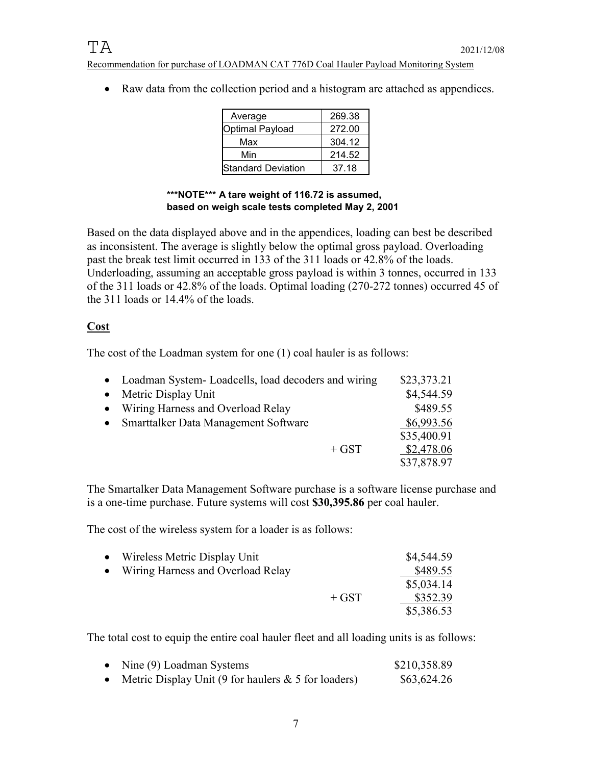- Raw data from the collection period and a histogram are attached as appendices.

| | |
|---|---|
| Average | 269.38 |
| Optimal Payload | 272.00 |
| Max | 304.12 |
| Min | 214.52 |
| Standard Deviation | 37.18 |

**\*\*\*NOTE\*\*\* A tare weight of 116.72 is assumed, based on weigh scale tests completed May 2, 2001**

Based on the data displayed above and in the appendices, loading can best be described as inconsistent. The average is slightly below the optimal gross payload. Overloading past the break test limit occurred in 133 of the 311 loads or 42.8% of the loads. Underloading, assuming an acceptable gross payload is within 3 tonnes, occurred in 133 of the 311 loads or 42.8% of the loads. Optimal loading (270-272 tonnes) occurred 45 of the 311 loads or 14.4% of the loads.

## Cost

The cost of the Loadman system for one (1) coal hauler is as follows:

| Item | | Cost |
|---|---|---|
| • Loadman System- Loadcells, load decoders and wiring | | $23,373.21 |
| • Metric Display Unit | | $4,544.59 |
| • Wiring Harness and Overload Relay | | $489.55 |
| • Smarttalker Data Management Software | | $6,993.56 |
| | | $35,400.91 |
| | + GST | $2,478.06 |
| | | $37,878.97 |

The Smartalker Data Management Software purchase is a software license purchase and is a one-time purchase. Future systems will cost **$30,395.86** per coal hauler.

The cost of the wireless system for a loader is as follows:

| Item | | Cost |
|---|---|---|
| • Wireless Metric Display Unit | | $4,544.59 |
| • Wiring Harness and Overload Relay | | $489.55 |
| | | $5,034.14 |
| | + GST | $352.39 |
| | | $5,386.53 |

The total cost to equip the entire coal hauler fleet and all loading units is as follows:

- Nine (9) Loadman Systems $210,358.89
- Metric Display Unit (9 for haulers & 5 for loaders) $63,624.26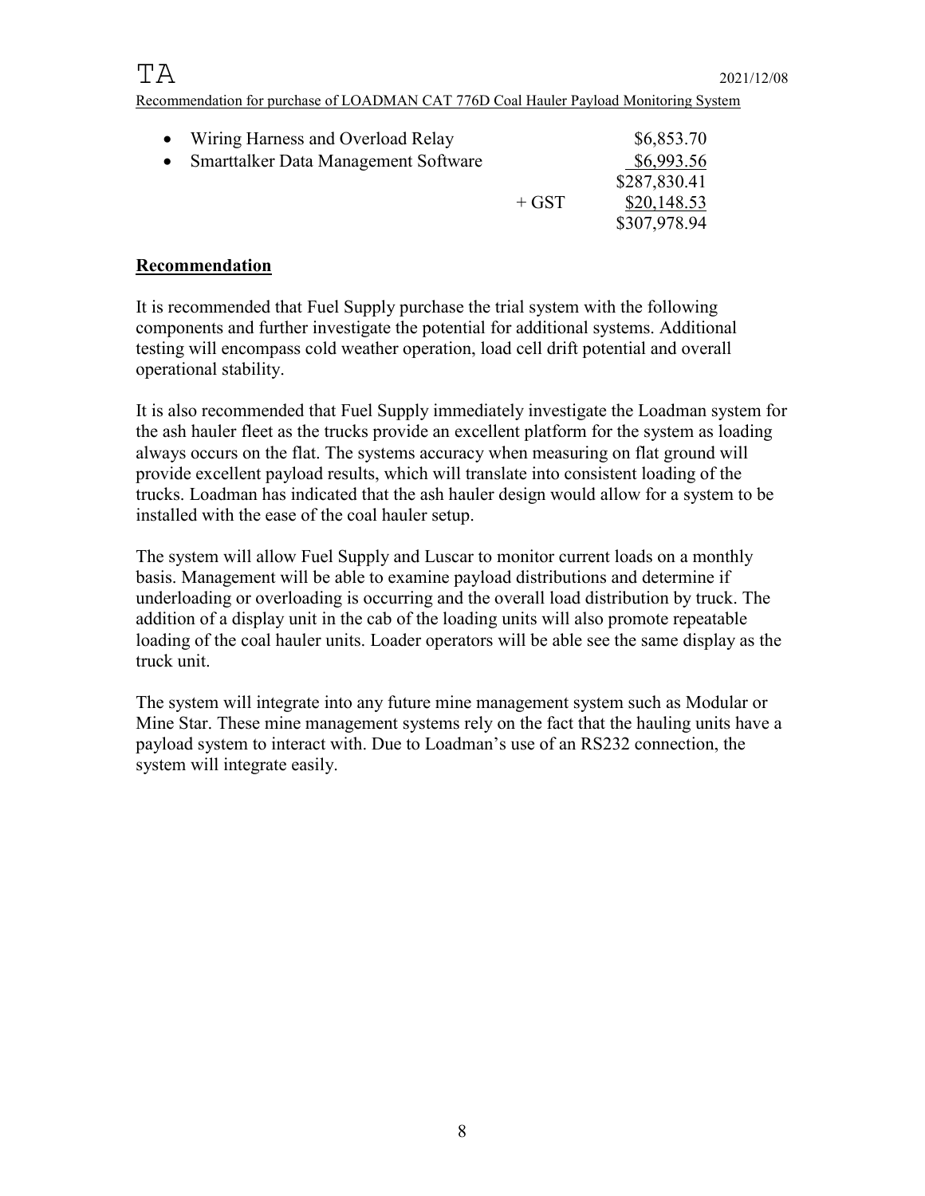| | | |
|---|---|---|
| • Wiring Harness and Overload Relay | | $6,853.70 |
| • Smarttalker Data Management Software | | $6,993.56 |
| | | $287,830.41 |
| | + GST | $20,148.53 |
| | | $307,978.94 |

## Recommendation

It is recommended that Fuel Supply purchase the trial system with the following components and further investigate the potential for additional systems. Additional testing will encompass cold weather operation, load cell drift potential and overall operational stability.

It is also recommended that Fuel Supply immediately investigate the Loadman system for the ash hauler fleet as the trucks provide an excellent platform for the system as loading always occurs on the flat. The systems accuracy when measuring on flat ground will provide excellent payload results, which will translate into consistent loading of the trucks. Loadman has indicated that the ash hauler design would allow for a system to be installed with the ease of the coal hauler setup.

The system will allow Fuel Supply and Luscar to monitor current loads on a monthly basis. Management will be able to examine payload distributions and determine if underloading or overloading is occurring and the overall load distribution by truck. The addition of a display unit in the cab of the loading units will also promote repeatable loading of the coal hauler units. Loader operators will be able see the same display as the truck unit.

The system will integrate into any future mine management system such as Modular or Mine Star. These mine management systems rely on the fact that the hauling units have a payload system to interact with. Due to Loadman's use of an RS232 connection, the system will integrate easily.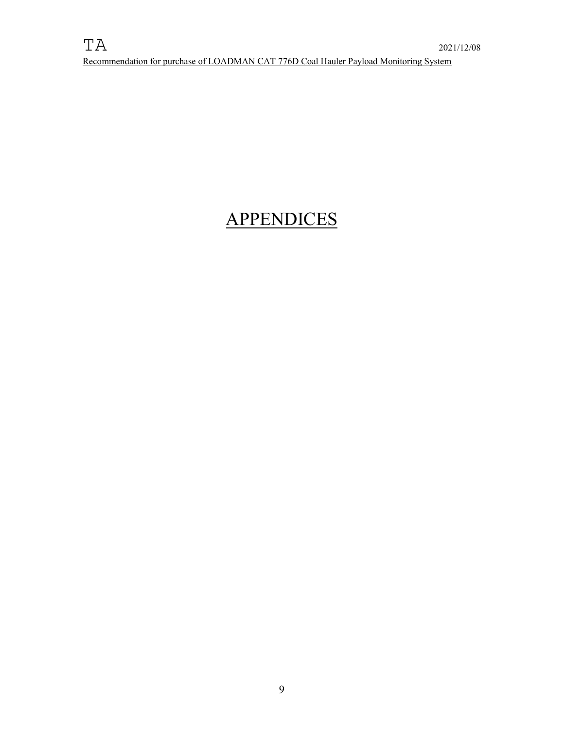# APPENDICES